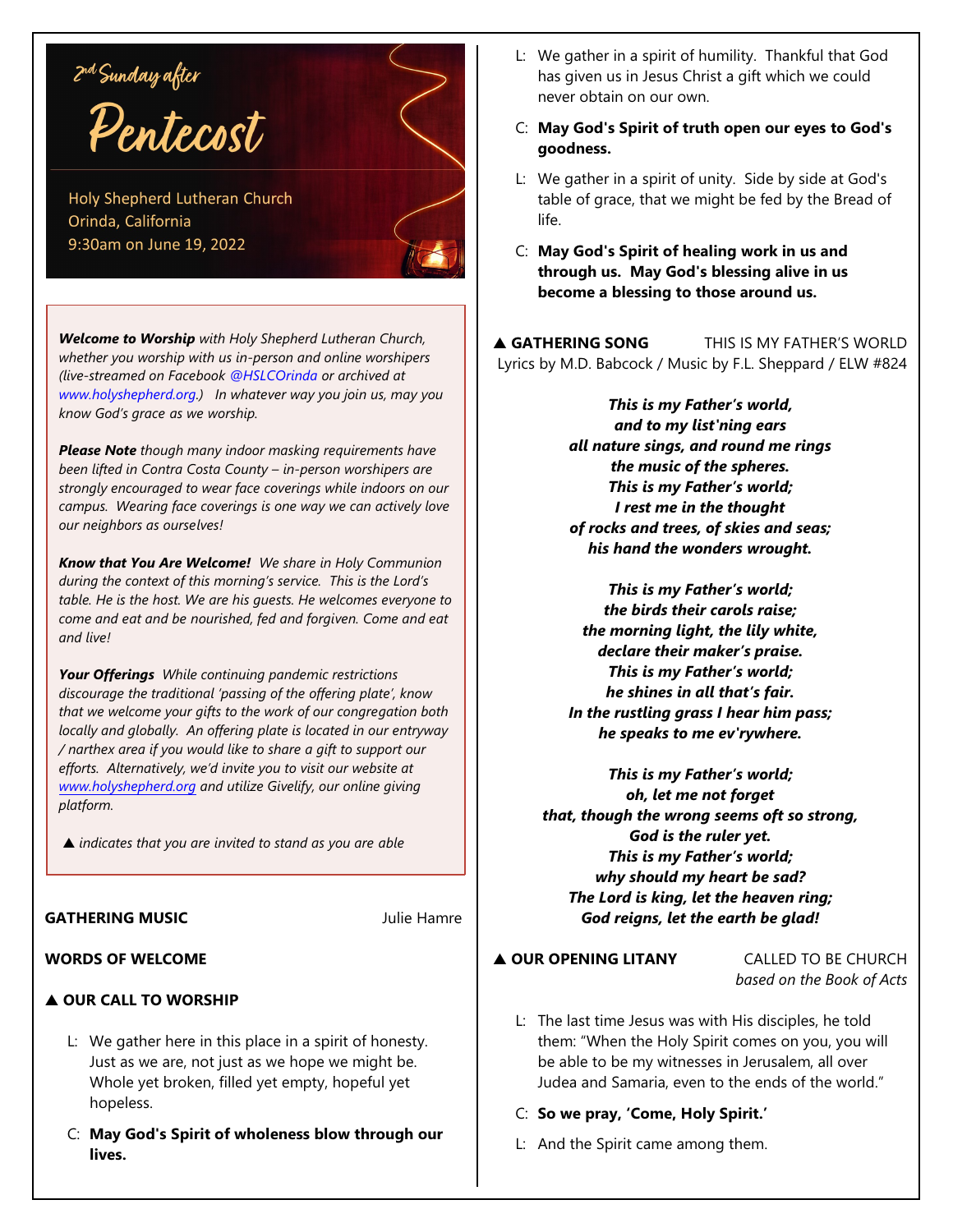# 2nd Sunday after Pentecost

Holy Shepherd Lutheran Church
Orinda, California
9:30am on June 19, 2022

***Welcome to Worship** with Holy Shepherd Lutheran Church, whether you worship with us in-person and online worshipers (live-streamed on Facebook @HSLCOrinda or archived at www.holyshepherd.org.) In whatever way you join us, may you know God's grace as we worship.*

***Please Note** though many indoor masking requirements have been lifted in Contra Costa County – in-person worshipers are strongly encouraged to wear face coverings while indoors on our campus. Wearing face coverings is one way we can actively love our neighbors as ourselves!*

***Know that You Are Welcome!** We share in Holy Communion during the context of this morning's service. This is the Lord's table. He is the host. We are his guests. He welcomes everyone to come and eat and be nourished, fed and forgiven. Come and eat and live!*

***Your Offerings** While continuing pandemic restrictions discourage the traditional 'passing of the offering plate', know that we welcome your gifts to the work of our congregation both locally and globally. An offering plate is located in our entryway / narthex area if you would like to share a gift to support our efforts. Alternatively, we'd invite you to visit our website at www.holyshepherd.org and utilize Givelify, our online giving platform.*

*▲ indicates that you are invited to stand as you are able*

**GATHERING MUSIC** Julie Hamre

**WORDS OF WELCOME**

**▲ OUR CALL TO WORSHIP**

L: We gather here in this place in a spirit of honesty. Just as we are, not just as we hope we might be. Whole yet broken, filled yet empty, hopeful yet hopeless.

C: **May God's Spirit of wholeness blow through our lives.**

L: We gather in a spirit of humility. Thankful that God has given us in Jesus Christ a gift which we could never obtain on our own.

C: **May God's Spirit of truth open our eyes to God's goodness.**

L: We gather in a spirit of unity. Side by side at God's table of grace, that we might be fed by the Bread of life.

C: **May God's Spirit of healing work in us and through us. May God's blessing alive in us become a blessing to those around us.**

**▲ GATHERING SONG** THIS IS MY FATHER'S WORLD
Lyrics by M.D. Babcock / Music by F.L. Sheppard / ELW #824

***This is my Father's world,
and to my list'ning ears
all nature sings, and round me rings
the music of the spheres.
This is my Father's world;
I rest me in the thought
of rocks and trees, of skies and seas;
his hand the wonders wrought.***

***This is my Father's world;
the birds their carols raise;
the morning light, the lily white,
declare their maker's praise.
This is my Father's world;
he shines in all that's fair.
In the rustling grass I hear him pass;
he speaks to me ev'rywhere.***

***This is my Father's world;
oh, let me not forget
that, though the wrong seems oft so strong,
God is the ruler yet.
This is my Father's world;
why should my heart be sad?
The Lord is king, let the heaven ring;
God reigns, let the earth be glad!***

**▲ OUR OPENING LITANY** CALLED TO BE CHURCH
*based on the Book of Acts*

L: The last time Jesus was with His disciples, he told them: "When the Holy Spirit comes on you, you will be able to be my witnesses in Jerusalem, all over Judea and Samaria, even to the ends of the world."

C: **So we pray, 'Come, Holy Spirit.'**

L: And the Spirit came among them.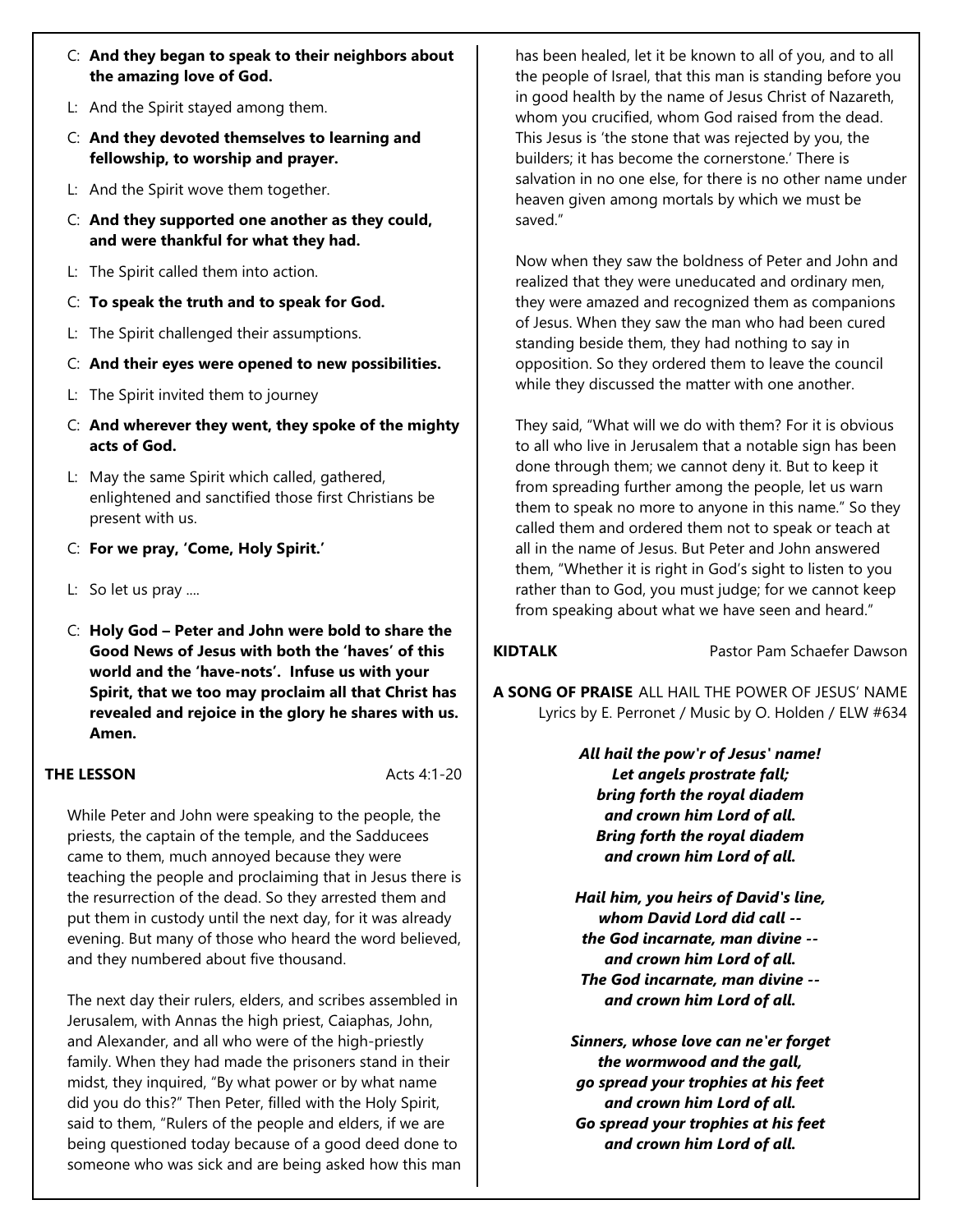C: **And they began to speak to their neighbors about the amazing love of God.**

L: And the Spirit stayed among them.

C: **And they devoted themselves to learning and fellowship, to worship and prayer.**

L: And the Spirit wove them together.

C: **And they supported one another as they could, and were thankful for what they had.**

L: The Spirit called them into action.

C: **To speak the truth and to speak for God.**

L: The Spirit challenged their assumptions.

C: **And their eyes were opened to new possibilities.**

L: The Spirit invited them to journey

C: **And wherever they went, they spoke of the mighty acts of God.**

L: May the same Spirit which called, gathered, enlightened and sanctified those first Christians be present with us.

C: **For we pray, 'Come, Holy Spirit.'**

L: So let us pray ....

C: **Holy God – Peter and John were bold to share the Good News of Jesus with both the 'haves' of this world and the 'have-nots'. Infuse us with your Spirit, that we too may proclaim all that Christ has revealed and rejoice in the glory he shares with us. Amen.**

**THE LESSON** Acts 4:1-20

While Peter and John were speaking to the people, the priests, the captain of the temple, and the Sadducees came to them, much annoyed because they were teaching the people and proclaiming that in Jesus there is the resurrection of the dead. So they arrested them and put them in custody until the next day, for it was already evening. But many of those who heard the word believed, and they numbered about five thousand.

The next day their rulers, elders, and scribes assembled in Jerusalem, with Annas the high priest, Caiaphas, John, and Alexander, and all who were of the high-priestly family. When they had made the prisoners stand in their midst, they inquired, "By what power or by what name did you do this?" Then Peter, filled with the Holy Spirit, said to them, "Rulers of the people and elders, if we are being questioned today because of a good deed done to someone who was sick and are being asked how this man has been healed, let it be known to all of you, and to all the people of Israel, that this man is standing before you in good health by the name of Jesus Christ of Nazareth, whom you crucified, whom God raised from the dead. This Jesus is 'the stone that was rejected by you, the builders; it has become the cornerstone.' There is salvation in no one else, for there is no other name under heaven given among mortals by which we must be saved."

Now when they saw the boldness of Peter and John and realized that they were uneducated and ordinary men, they were amazed and recognized them as companions of Jesus. When they saw the man who had been cured standing beside them, they had nothing to say in opposition. So they ordered them to leave the council while they discussed the matter with one another.

They said, "What will we do with them? For it is obvious to all who live in Jerusalem that a notable sign has been done through them; we cannot deny it. But to keep it from spreading further among the people, let us warn them to speak no more to anyone in this name." So they called them and ordered them not to speak or teach at all in the name of Jesus. But Peter and John answered them, "Whether it is right in God's sight to listen to you rather than to God, you must judge; for we cannot keep from speaking about what we have seen and heard."

**KIDTALK** Pastor Pam Schaefer Dawson

**A SONG OF PRAISE** ALL HAIL THE POWER OF JESUS' NAME
Lyrics by E. Perronet / Music by O. Holden / ELW #634

***All hail the pow'r of Jesus' name!***
***Let angels prostrate fall;***
***bring forth the royal diadem***
***and crown him Lord of all.***
***Bring forth the royal diadem***
***and crown him Lord of all.***

***Hail him, you heirs of David's line,***
***whom David Lord did call --***
***the God incarnate, man divine --***
***and crown him Lord of all.***
***The God incarnate, man divine --***
***and crown him Lord of all.***

***Sinners, whose love can ne'er forget***
***the wormwood and the gall,***
***go spread your trophies at his feet***
***and crown him Lord of all.***
***Go spread your trophies at his feet***
***and crown him Lord of all.***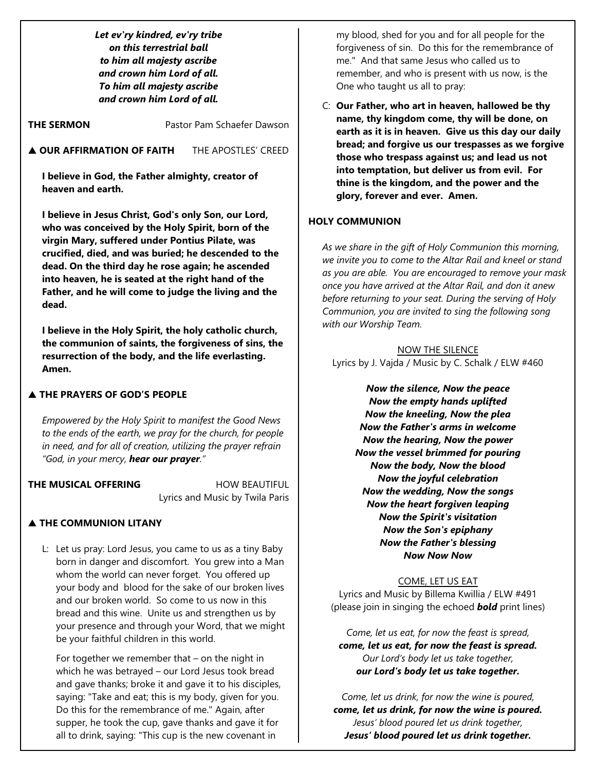***Let ev'ry kindred, ev'ry tribe***
***on this terrestrial ball***
***to him all majesty ascribe***
***and crown him Lord of all.***
***To him all majesty ascribe***
***and crown him Lord of all.***

**THE SERMON** Pastor Pam Schaefer Dawson

**▲ OUR AFFIRMATION OF FAITH** THE APOSTLES' CREED

**I believe in God, the Father almighty, creator of heaven and earth.**

**I believe in Jesus Christ, God's only Son, our Lord, who was conceived by the Holy Spirit, born of the virgin Mary, suffered under Pontius Pilate, was crucified, died, and was buried; he descended to the dead. On the third day he rose again; he ascended into heaven, he is seated at the right hand of the Father, and he will come to judge the living and the dead.**

**I believe in the Holy Spirit, the holy catholic church, the communion of saints, the forgiveness of sins, the resurrection of the body, and the life everlasting. Amen.**

**▲ THE PRAYERS OF GOD'S PEOPLE**

*Empowered by the Holy Spirit to manifest the Good News to the ends of the earth, we pray for the church, for people in need, and for all of creation, utilizing the prayer refrain "God, in your mercy, **hear our prayer**."*

**THE MUSICAL OFFERING** HOW BEAUTIFUL
Lyrics and Music by Twila Paris

**▲ THE COMMUNION LITANY**

L: Let us pray: Lord Jesus, you came to us as a tiny Baby born in danger and discomfort. You grew into a Man whom the world can never forget. You offered up your body and blood for the sake of our broken lives and our broken world. So come to us now in this bread and this wine. Unite us and strengthen us by your presence and through your Word, that we might be your faithful children in this world.

For together we remember that – on the night in which he was betrayed – our Lord Jesus took bread and gave thanks; broke it and gave it to his disciples, saying: "Take and eat; this is my body, given for you. Do this for the remembrance of me." Again, after supper, he took the cup, gave thanks and gave it for all to drink, saying: "This cup is the new covenant in my blood, shed for you and for all people for the forgiveness of sin. Do this for the remembrance of me." And that same Jesus who called us to remember, and who is present with us now, is the One who taught us all to pray:

C: **Our Father, who art in heaven, hallowed be thy name, thy kingdom come, thy will be done, on earth as it is in heaven. Give us this day our daily bread; and forgive us our trespasses as we forgive those who trespass against us; and lead us not into temptation, but deliver us from evil. For thine is the kingdom, and the power and the glory, forever and ever. Amen.**

**HOLY COMMUNION**

*As we share in the gift of Holy Communion this morning, we invite you to come to the Altar Rail and kneel or stand as you are able. You are encouraged to remove your mask once you have arrived at the Altar Rail, and don it anew before returning to your seat. During the serving of Holy Communion, you are invited to sing the following song with our Worship Team.*

NOW THE SILENCE
Lyrics by J. Vajda / Music by C. Schalk / ELW #460

***Now the silence, Now the peace***
***Now the empty hands uplifted***
***Now the kneeling, Now the plea***
***Now the Father's arms in welcome***
***Now the hearing, Now the power***
***Now the vessel brimmed for pouring***
***Now the body, Now the blood***
***Now the joyful celebration***
***Now the wedding, Now the songs***
***Now the heart forgiven leaping***
***Now the Spirit's visitation***
***Now the Son's epiphany***
***Now the Father's blessing***
***Now Now Now***

COME, LET US EAT
Lyrics and Music by Billema Kwillia / ELW #491
(please join in singing the echoed ***bold*** print lines)

*Come, let us eat, for now the feast is spread,*
***come, let us eat, for now the feast is spread.***
*Our Lord's body let us take together,*
***our Lord's body let us take together.***

*Come, let us drink, for now the wine is poured,*
***come, let us drink, for now the wine is poured.***
*Jesus' blood poured let us drink together,*
***Jesus' blood poured let us drink together.***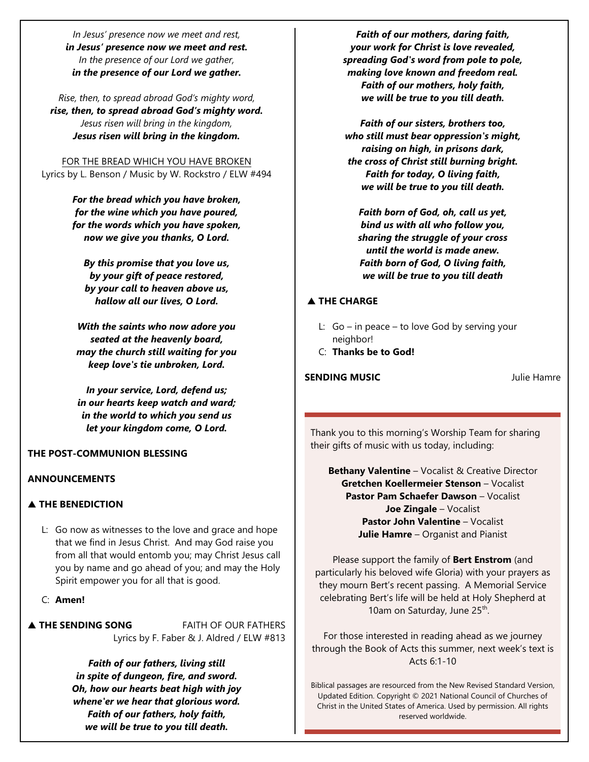*In Jesus' presence now we meet and rest,*
***in Jesus' presence now we meet and rest.***
*In the presence of our Lord we gather,*
***in the presence of our Lord we gather.***

*Rise, then, to spread abroad God's mighty word,*
***rise, then, to spread abroad God's mighty word.***
*Jesus risen will bring in the kingdom,*
***Jesus risen will bring in the kingdom.***

FOR THE BREAD WHICH YOU HAVE BROKEN
Lyrics by L. Benson / Music by W. Rockstro / ELW #494

***For the bread which you have broken,***
***for the wine which you have poured,***
***for the words which you have spoken,***
***now we give you thanks, O Lord.***

***By this promise that you love us,***
***by your gift of peace restored,***
***by your call to heaven above us,***
***hallow all our lives, O Lord.***

***With the saints who now adore you***
***seated at the heavenly board,***
***may the church still waiting for you***
***keep love's tie unbroken, Lord.***

***In your service, Lord, defend us;***
***in our hearts keep watch and ward;***
***in the world to which you send us***
***let your kingdom come, O Lord.***

**THE POST-COMMUNION BLESSING**

**ANNOUNCEMENTS**

**▲ THE BENEDICTION**

L: Go now as witnesses to the love and grace and hope that we find in Jesus Christ. And may God raise you from all that would entomb you; may Christ Jesus call you by name and go ahead of you; and may the Holy Spirit empower you for all that is good.

C: **Amen!**

**▲ THE SENDING SONG** FAITH OF OUR FATHERS
Lyrics by F. Faber & J. Aldred / ELW #813

***Faith of our fathers, living still***
***in spite of dungeon, fire, and sword.***
***Oh, how our hearts beat high with joy***
***whene'er we hear that glorious word.***
***Faith of our fathers, holy faith,***
***we will be true to you till death.***

***Faith of our mothers, daring faith,***
***your work for Christ is love revealed,***
***spreading God's word from pole to pole,***
***making love known and freedom real.***
***Faith of our mothers, holy faith,***
***we will be true to you till death.***

***Faith of our sisters, brothers too,***
***who still must bear oppression's might,***
***raising on high, in prisons dark,***
***the cross of Christ still burning bright.***
***Faith for today, O living faith,***
***we will be true to you till death.***

***Faith born of God, oh, call us yet,***
***bind us with all who follow you,***
***sharing the struggle of your cross***
***until the world is made anew.***
***Faith born of God, O living faith,***
***we will be true to you till death***

**▲ THE CHARGE**

L: Go – in peace – to love God by serving your neighbor!

C: **Thanks be to God!**

**SENDING MUSIC** Julie Hamre

Thank you to this morning's Worship Team for sharing their gifts of music with us today, including:

**Bethany Valentine** – Vocalist & Creative Director
**Gretchen Koellermeier Stenson** – Vocalist
**Pastor Pam Schaefer Dawson** – Vocalist
**Joe Zingale** – Vocalist
**Pastor John Valentine** – Vocalist
**Julie Hamre** – Organist and Pianist

Please support the family of **Bert Enstrom** (and particularly his beloved wife Gloria) with your prayers as they mourn Bert's recent passing. A Memorial Service celebrating Bert's life will be held at Holy Shepherd at 10am on Saturday, June 25th.

For those interested in reading ahead as we journey through the Book of Acts this summer, next week's text is Acts 6:1-10

Biblical passages are resourced from the New Revised Standard Version, Updated Edition. Copyright © 2021 National Council of Churches of Christ in the United States of America. Used by permission. All rights reserved worldwide.